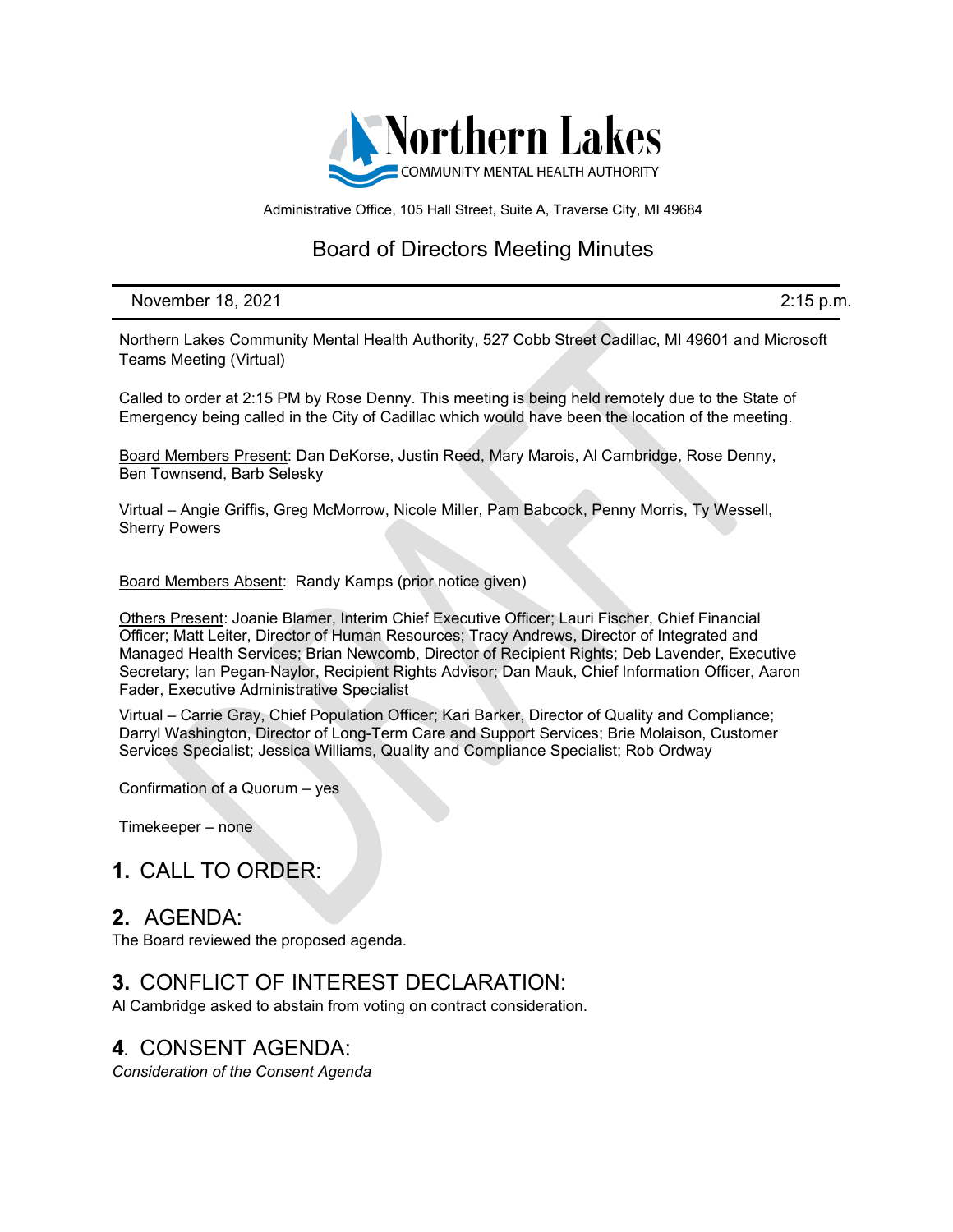Northern Lakes
COMMUNITY MENTAL HEALTH AUTHORITY

Administrative Office, 105 Hall Street, Suite A, Traverse City, MI 49684

# Board of Directors Meeting Minutes

November 18, 2021 — 2:15 p.m.

Northern Lakes Community Mental Health Authority, 527 Cobb Street Cadillac, MI 49601 and Microsoft Teams Meeting (Virtual)

Called to order at 2:15 PM by Rose Denny. This meeting is being held remotely due to the State of Emergency being called in the City of Cadillac which would have been the location of the meeting.

Board Members Present: Dan DeKorse, Justin Reed, Mary Marois, Al Cambridge, Rose Denny, Ben Townsend, Barb Selesky

Virtual – Angie Griffis, Greg McMorrow, Nicole Miller, Pam Babcock, Penny Morris, Ty Wessell, Sherry Powers

Board Members Absent: Randy Kamps (prior notice given)

Others Present: Joanie Blamer, Interim Chief Executive Officer; Lauri Fischer, Chief Financial Officer; Matt Leiter, Director of Human Resources; Tracy Andrews, Director of Integrated and Managed Health Services; Brian Newcomb, Director of Recipient Rights; Deb Lavender, Executive Secretary; Ian Pegan-Naylor, Recipient Rights Advisor; Dan Mauk, Chief Information Officer, Aaron Fader, Executive Administrative Specialist

Virtual – Carrie Gray, Chief Population Officer; Kari Barker, Director of Quality and Compliance; Darryl Washington, Director of Long-Term Care and Support Services; Brie Molaison, Customer Services Specialist; Jessica Williams, Quality and Compliance Specialist; Rob Ordway

Confirmation of a Quorum – yes

Timekeeper – none

## 1. CALL TO ORDER:

## 2. AGENDA:

The Board reviewed the proposed agenda.

## 3. CONFLICT OF INTEREST DECLARATION:

Al Cambridge asked to abstain from voting on contract consideration.

## 4. CONSENT AGENDA:

*Consideration of the Consent Agenda*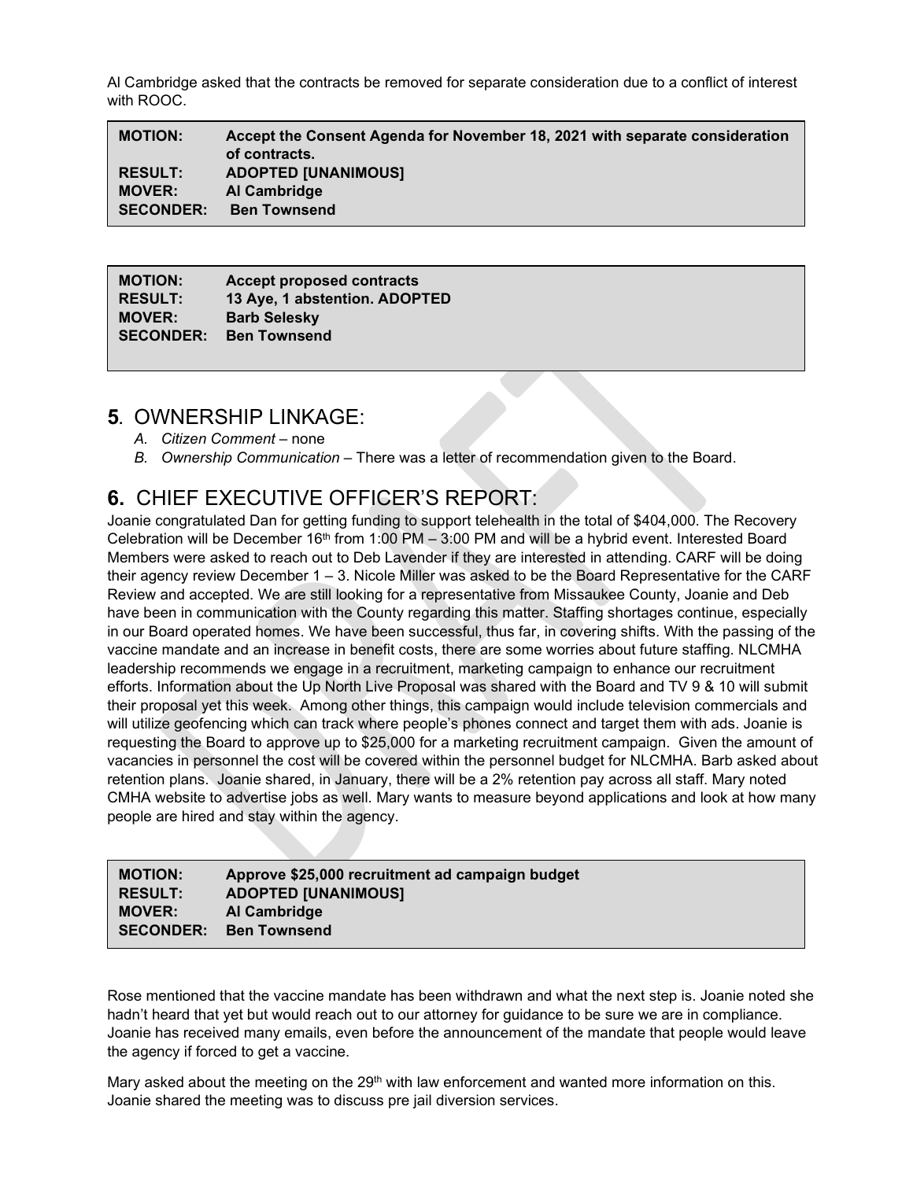Al Cambridge asked that the contracts be removed for separate consideration due to a conflict of interest with ROOC.

| | |
|---|---|
| **MOTION:** | **Accept the Consent Agenda for November 18, 2021 with separate consideration of contracts.** |
| **RESULT:** | **ADOPTED [UNANIMOUS]** |
| **MOVER:** | **Al Cambridge** |
| **SECONDER:** | **Ben Townsend** |

| | |
|---|---|
| **MOTION:** | **Accept proposed contracts** |
| **RESULT:** | **13 Aye, 1 abstention. ADOPTED** |
| **MOVER:** | **Barb Selesky** |
| **SECONDER:** | **Ben Townsend** |

## **5**. OWNERSHIP LINKAGE:

A. *Citizen Comment* – none
B. *Ownership Communication* – There was a letter of recommendation given to the Board.

## **6.** CHIEF EXECUTIVE OFFICER'S REPORT:

Joanie congratulated Dan for getting funding to support telehealth in the total of $404,000. The Recovery Celebration will be December 16th from 1:00 PM – 3:00 PM and will be a hybrid event. Interested Board Members were asked to reach out to Deb Lavender if they are interested in attending. CARF will be doing their agency review December 1 – 3. Nicole Miller was asked to be the Board Representative for the CARF Review and accepted. We are still looking for a representative from Missaukee County, Joanie and Deb have been in communication with the County regarding this matter. Staffing shortages continue, especially in our Board operated homes. We have been successful, thus far, in covering shifts. With the passing of the vaccine mandate and an increase in benefit costs, there are some worries about future staffing. NLCMHA leadership recommends we engage in a recruitment, marketing campaign to enhance our recruitment efforts. Information about the Up North Live Proposal was shared with the Board and TV 9 & 10 will submit their proposal yet this week. Among other things, this campaign would include television commercials and will utilize geofencing which can track where people's phones connect and target them with ads. Joanie is requesting the Board to approve up to $25,000 for a marketing recruitment campaign. Given the amount of vacancies in personnel the cost will be covered within the personnel budget for NLCMHA. Barb asked about retention plans. Joanie shared, in January, there will be a 2% retention pay across all staff. Mary noted CMHA website to advertise jobs as well. Mary wants to measure beyond applications and look at how many people are hired and stay within the agency.

| | |
|---|---|
| **MOTION:** | **Approve $25,000 recruitment ad campaign budget** |
| **RESULT:** | **ADOPTED [UNANIMOUS]** |
| **MOVER:** | **Al Cambridge** |
| **SECONDER:** | **Ben Townsend** |

Rose mentioned that the vaccine mandate has been withdrawn and what the next step is. Joanie noted she hadn't heard that yet but would reach out to our attorney for guidance to be sure we are in compliance. Joanie has received many emails, even before the announcement of the mandate that people would leave the agency if forced to get a vaccine.

Mary asked about the meeting on the 29th with law enforcement and wanted more information on this. Joanie shared the meeting was to discuss pre jail diversion services.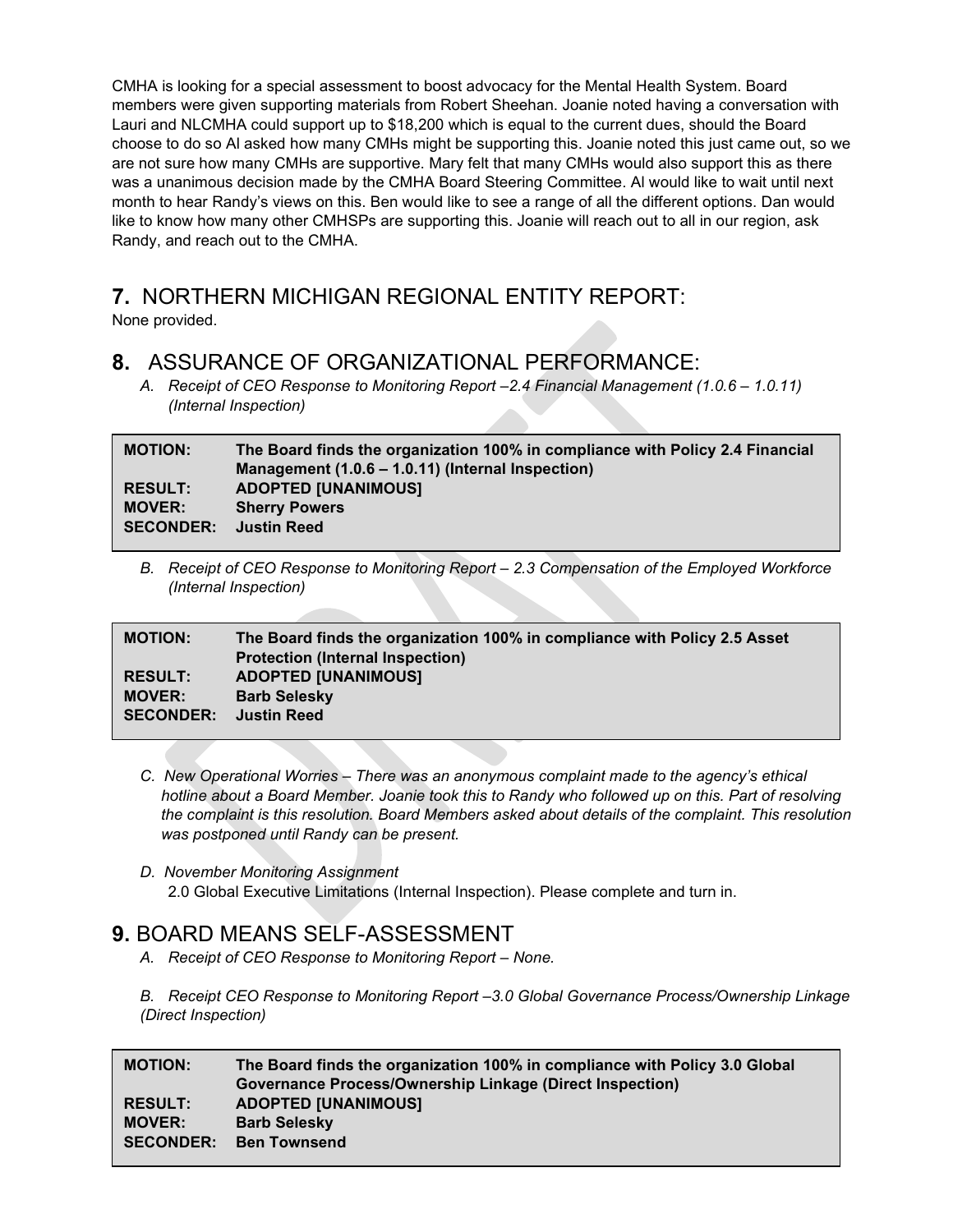CMHA is looking for a special assessment to boost advocacy for the Mental Health System. Board members were given supporting materials from Robert Sheehan. Joanie noted having a conversation with Lauri and NLCMHA could support up to $18,200 which is equal to the current dues, should the Board choose to do so Al asked how many CMHs might be supporting this. Joanie noted this just came out, so we are not sure how many CMHs are supportive. Mary felt that many CMHs would also support this as there was a unanimous decision made by the CMHA Board Steering Committee. Al would like to wait until next month to hear Randy's views on this. Ben would like to see a range of all the different options. Dan would like to know how many other CMHSPs are supporting this. Joanie will reach out to all in our region, ask Randy, and reach out to the CMHA.

## **7.** NORTHERN MICHIGAN REGIONAL ENTITY REPORT:

None provided.

## **8.** ASSURANCE OF ORGANIZATIONAL PERFORMANCE:

*A. Receipt of CEO Response to Monitoring Report –2.4 Financial Management (1.0.6 – 1.0.11) (Internal Inspection)*

| | |
|---|---|
| **MOTION:** | **The Board finds the organization 100% in compliance with Policy 2.4 Financial Management (1.0.6 – 1.0.11) (Internal Inspection)** |
| **RESULT:** | **ADOPTED [UNANIMOUS]** |
| **MOVER:** | **Sherry Powers** |
| **SECONDER:** | **Justin Reed** |

*B. Receipt of CEO Response to Monitoring Report – 2.3 Compensation of the Employed Workforce (Internal Inspection)*

| | |
|---|---|
| **MOTION:** | **The Board finds the organization 100% in compliance with Policy 2.5 Asset Protection (Internal Inspection)** |
| **RESULT:** | **ADOPTED [UNANIMOUS]** |
| **MOVER:** | **Barb Selesky** |
| **SECONDER:** | **Justin Reed** |

*C. New Operational Worries – There was an anonymous complaint made to the agency's ethical hotline about a Board Member. Joanie took this to Randy who followed up on this. Part of resolving the complaint is this resolution. Board Members asked about details of the complaint. This resolution was postponed until Randy can be present.*

*D. November Monitoring Assignment*

2.0 Global Executive Limitations (Internal Inspection). Please complete and turn in.

## **9.** BOARD MEANS SELF-ASSESSMENT

*A. Receipt of CEO Response to Monitoring Report – None.*

*B. Receipt CEO Response to Monitoring Report –3.0 Global Governance Process/Ownership Linkage (Direct Inspection)*

| | |
|---|---|
| **MOTION:** | **The Board finds the organization 100% in compliance with Policy 3.0 Global Governance Process/Ownership Linkage (Direct Inspection)** |
| **RESULT:** | **ADOPTED [UNANIMOUS]** |
| **MOVER:** | **Barb Selesky** |
| **SECONDER:** | **Ben Townsend** |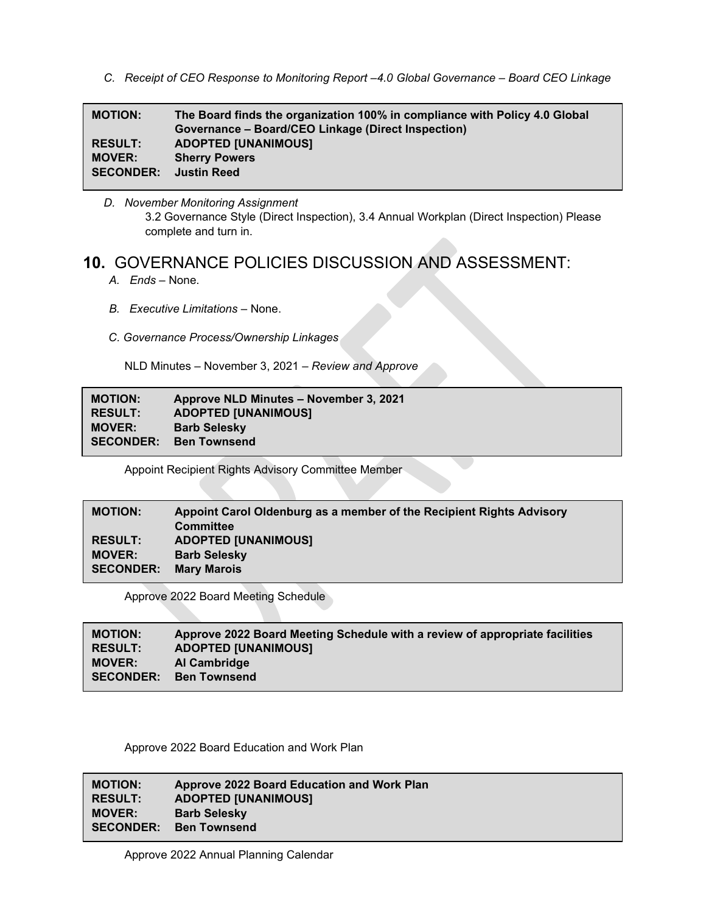*C. Receipt of CEO Response to Monitoring Report –4.0 Global Governance – Board CEO Linkage*

| | |
|---|---|
| **MOTION:** | **The Board finds the organization 100% in compliance with Policy 4.0 Global Governance – Board/CEO Linkage (Direct Inspection)** |
| **RESULT:** | **ADOPTED [UNANIMOUS]** |
| **MOVER:** | **Sherry Powers** |
| **SECONDER:** | **Justin Reed** |

*D. November Monitoring Assignment*

3.2 Governance Style (Direct Inspection), 3.4 Annual Workplan (Direct Inspection) Please complete and turn in.

## 10. GOVERNANCE POLICIES DISCUSSION AND ASSESSMENT:

*A. Ends* – None.

*B. Executive Limitations* – None.

*C. Governance Process/Ownership Linkages*

NLD Minutes – November 3, 2021 – *Review and Approve*

| | |
|---|---|
| **MOTION:** | **Approve NLD Minutes – November 3, 2021** |
| **RESULT:** | **ADOPTED [UNANIMOUS]** |
| **MOVER:** | **Barb Selesky** |
| **SECONDER:** | **Ben Townsend** |

Appoint Recipient Rights Advisory Committee Member

| | |
|---|---|
| **MOTION:** | **Appoint Carol Oldenburg as a member of the Recipient Rights Advisory Committee** |
| **RESULT:** | **ADOPTED [UNANIMOUS]** |
| **MOVER:** | **Barb Selesky** |
| **SECONDER:** | **Mary Marois** |

Approve 2022 Board Meeting Schedule

| | |
|---|---|
| **MOTION:** | **Approve 2022 Board Meeting Schedule with a review of appropriate facilities** |
| **RESULT:** | **ADOPTED [UNANIMOUS]** |
| **MOVER:** | **Al Cambridge** |
| **SECONDER:** | **Ben Townsend** |

Approve 2022 Board Education and Work Plan

| | |
|---|---|
| **MOTION:** | **Approve 2022 Board Education and Work Plan** |
| **RESULT:** | **ADOPTED [UNANIMOUS]** |
| **MOVER:** | **Barb Selesky** |
| **SECONDER:** | **Ben Townsend** |

Approve 2022 Annual Planning Calendar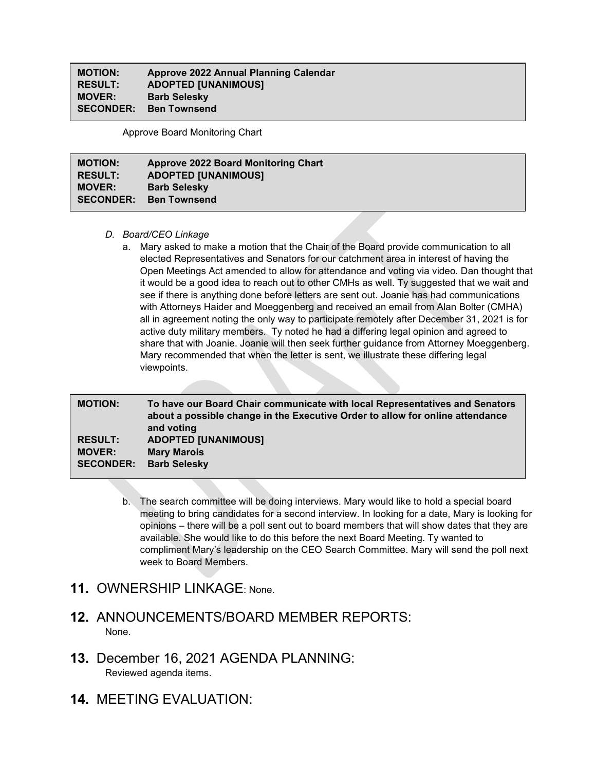| | |
|---|---|
| **MOTION:** | **Approve 2022 Annual Planning Calendar** |
| **RESULT:** | **ADOPTED [UNANIMOUS]** |
| **MOVER:** | **Barb Selesky** |
| **SECONDER:** | **Ben Townsend** |

Approve Board Monitoring Chart

| | |
|---|---|
| **MOTION:** | **Approve 2022 Board Monitoring Chart** |
| **RESULT:** | **ADOPTED [UNANIMOUS]** |
| **MOVER:** | **Barb Selesky** |
| **SECONDER:** | **Ben Townsend** |

*D. Board/CEO Linkage*

a. Mary asked to make a motion that the Chair of the Board provide communication to all elected Representatives and Senators for our catchment area in interest of having the Open Meetings Act amended to allow for attendance and voting via video. Dan thought that it would be a good idea to reach out to other CMHs as well. Ty suggested that we wait and see if there is anything done before letters are sent out. Joanie has had communications with Attorneys Haider and Moeggenberg and received an email from Alan Bolter (CMHA) all in agreement noting the only way to participate remotely after December 31, 2021 is for active duty military members. Ty noted he had a differing legal opinion and agreed to share that with Joanie. Joanie will then seek further guidance from Attorney Moeggenberg. Mary recommended that when the letter is sent, we illustrate these differing legal viewpoints.

| | |
|---|---|
| **MOTION:** | **To have our Board Chair communicate with local Representatives and Senators about a possible change in the Executive Order to allow for online attendance and voting** |
| **RESULT:** | **ADOPTED [UNANIMOUS]** |
| **MOVER:** | **Mary Marois** |
| **SECONDER:** | **Barb Selesky** |

b. The search committee will be doing interviews. Mary would like to hold a special board meeting to bring candidates for a second interview. In looking for a date, Mary is looking for opinions – there will be a poll sent out to board members that will show dates that they are available. She would like to do this before the next Board Meeting. Ty wanted to compliment Mary's leadership on the CEO Search Committee. Mary will send the poll next week to Board Members.

## 11. OWNERSHIP LINKAGE: None.

## 12. ANNOUNCEMENTS/BOARD MEMBER REPORTS:

None.

## 13. December 16, 2021 AGENDA PLANNING:

Reviewed agenda items.

## 14. MEETING EVALUATION: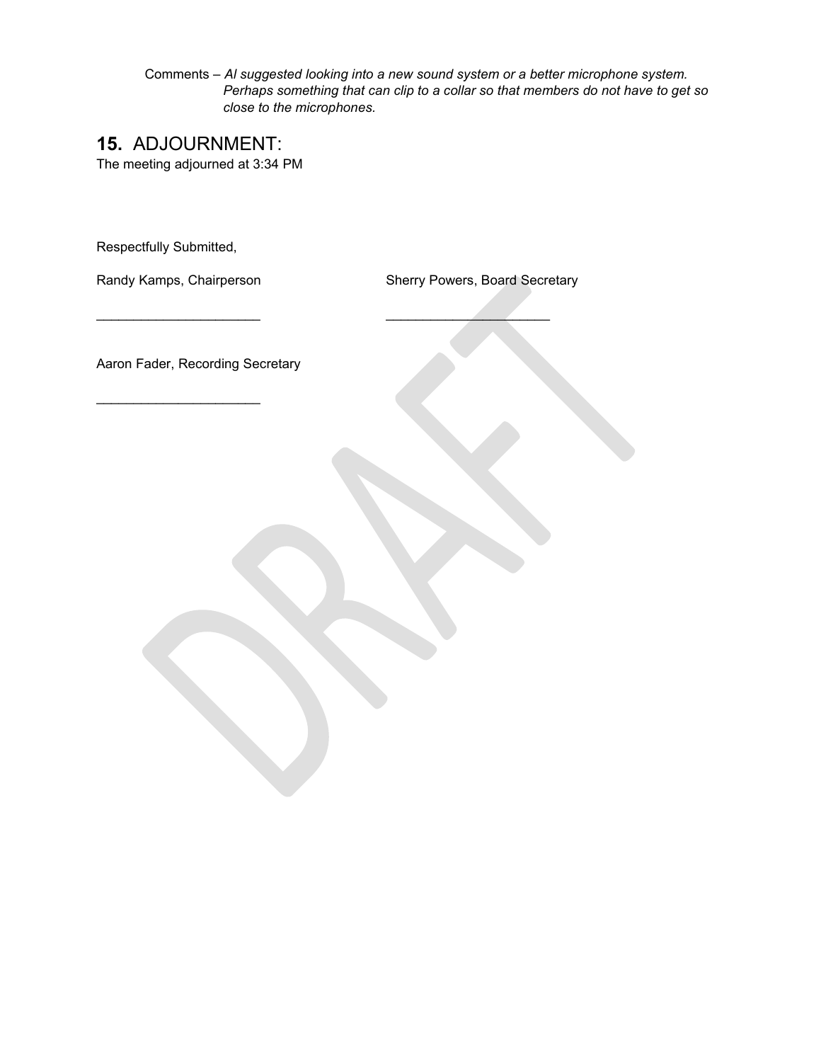Comments – *Al suggested looking into a new sound system or a better microphone system. Perhaps something that can clip to a collar so that members do not have to get so close to the microphones.*

## **15.** ADJOURNMENT:

The meeting adjourned at 3:34 PM

Respectfully Submitted,

Randy Kamps, Chairperson

______________________

Sherry Powers, Board Secretary

______________________

Aaron Fader, Recording Secretary

______________________